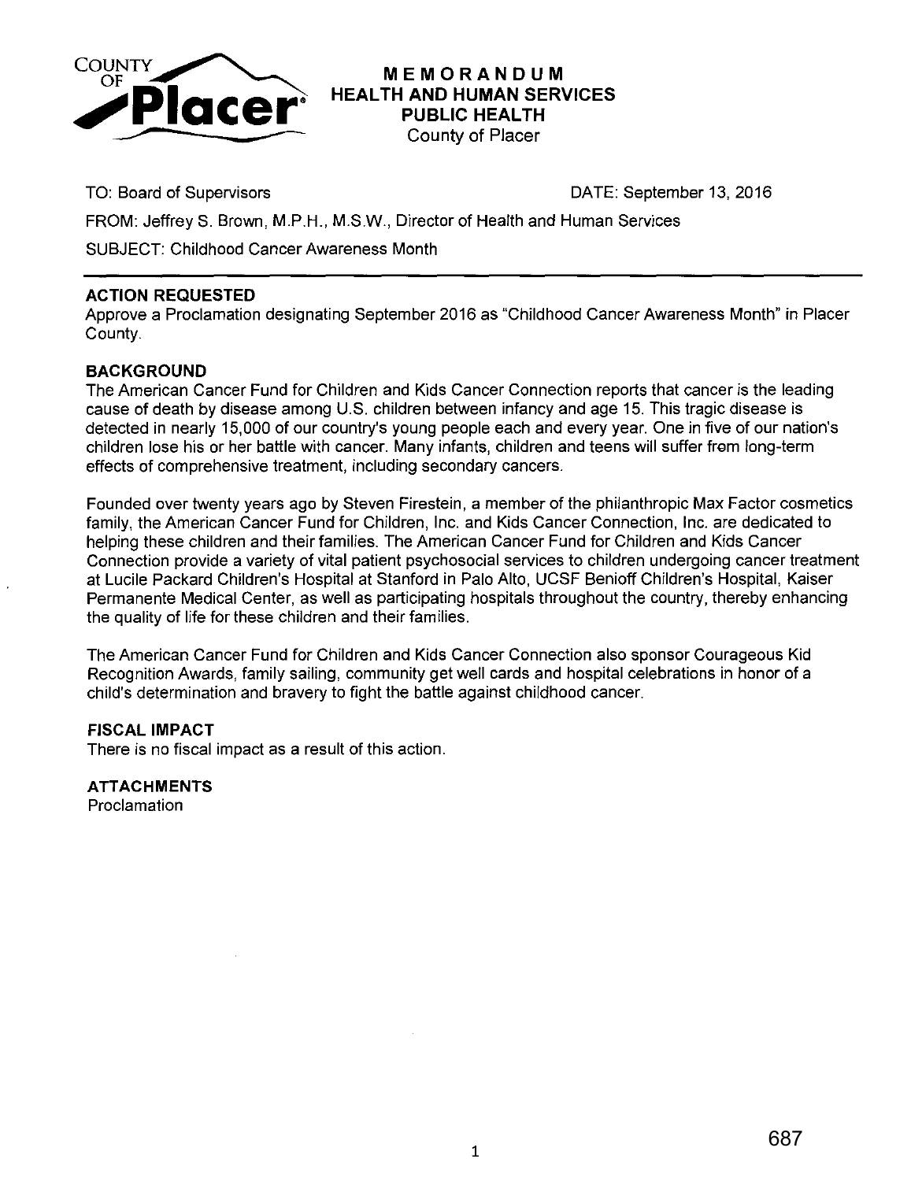# MEMORANDUM
## HEALTH AND HUMAN SERVICES
## PUBLIC HEALTH
County of Placer

TO: Board of Supervisors

DATE: September 13, 2016

FROM: Jeffrey S. Brown, M.P.H., M.S.W., Director of Health and Human Services

SUBJECT: Childhood Cancer Awareness Month

---

**ACTION REQUESTED**

Approve a Proclamation designating September 2016 as "Childhood Cancer Awareness Month" in Placer County.

**BACKGROUND**

The American Cancer Fund for Children and Kids Cancer Connection reports that cancer is the leading cause of death by disease among U.S. children between infancy and age 15. This tragic disease is detected in nearly 15,000 of our country's young people each and every year. One in five of our nation's children lose his or her battle with cancer. Many infants, children and teens will suffer from long-term effects of comprehensive treatment, including secondary cancers.

Founded over twenty years ago by Steven Firestein, a member of the philanthropic Max Factor cosmetics family, the American Cancer Fund for Children, Inc. and Kids Cancer Connection, Inc. are dedicated to helping these children and their families. The American Cancer Fund for Children and Kids Cancer Connection provide a variety of vital patient psychosocial services to children undergoing cancer treatment at Lucile Packard Children's Hospital at Stanford in Palo Alto, UCSF Benioff Children's Hospital, Kaiser Permanente Medical Center, as well as participating hospitals throughout the country, thereby enhancing the quality of life for these children and their families.

The American Cancer Fund for Children and Kids Cancer Connection also sponsor Courageous Kid Recognition Awards, family sailing, community get well cards and hospital celebrations in honor of a child's determination and bravery to fight the battle against childhood cancer.

**FISCAL IMPACT**

There is no fiscal impact as a result of this action.

**ATTACHMENTS**

Proclamation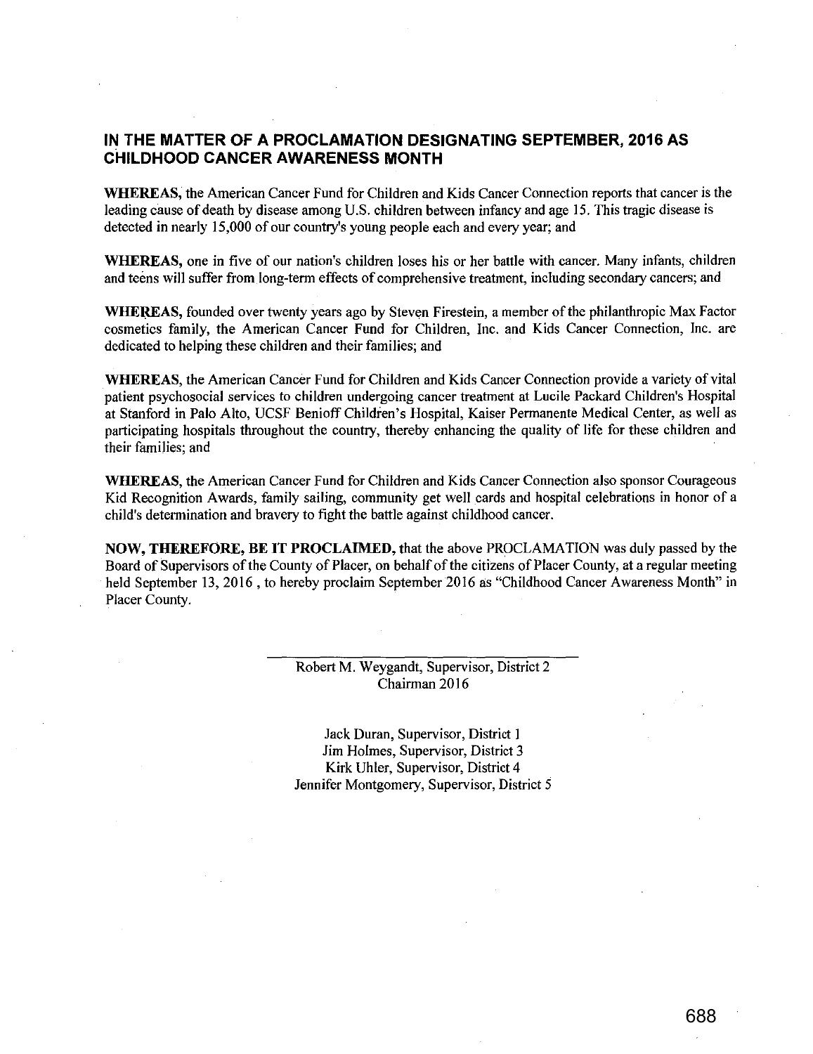## IN THE MATTER OF A PROCLAMATION DESIGNATING SEPTEMBER, 2016 AS CHILDHOOD CANCER AWARENESS MONTH

**WHEREAS,** the American Cancer Fund for Children and Kids Cancer Connection reports that cancer is the leading cause of death by disease among U.S. children between infancy and age 15. This tragic disease is detected in nearly 15,000 of our country's young people each and every year; and

**WHEREAS,** one in five of our nation's children loses his or her battle with cancer. Many infants, children and teens will suffer from long-term effects of comprehensive treatment, including secondary cancers; and

**WHEREAS,** founded over twenty years ago by Steven Firestein, a member of the philanthropic Max Factor cosmetics family, the American Cancer Fund for Children, Inc. and Kids Cancer Connection, Inc. are dedicated to helping these children and their families; and

**WHEREAS,** the American Cancer Fund for Children and Kids Cancer Connection provide a variety of vital patient psychosocial services to children undergoing cancer treatment at Lucile Packard Children's Hospital at Stanford in Palo Alto, UCSF Benioff Children's Hospital, Kaiser Permanente Medical Center, as well as participating hospitals throughout the country, thereby enhancing the quality of life for these children and their families; and

**WHEREAS,** the American Cancer Fund for Children and Kids Cancer Connection also sponsor Courageous Kid Recognition Awards, family sailing, community get well cards and hospital celebrations in honor of a child's determination and bravery to fight the battle against childhood cancer.

**NOW, THEREFORE, BE IT PROCLAIMED,** that the above PROCLAMATION was duly passed by the Board of Supervisors of the County of Placer, on behalf of the citizens of Placer County, at a regular meeting held September 13, 2016 , to hereby proclaim September 2016 as "Childhood Cancer Awareness Month" in Placer County.

Robert M. Weygandt, Supervisor, District 2
Chairman 2016

Jack Duran, Supervisor, District 1
Jim Holmes, Supervisor, District 3
Kirk Uhler, Supervisor, District 4
Jennifer Montgomery, Supervisor, District 5